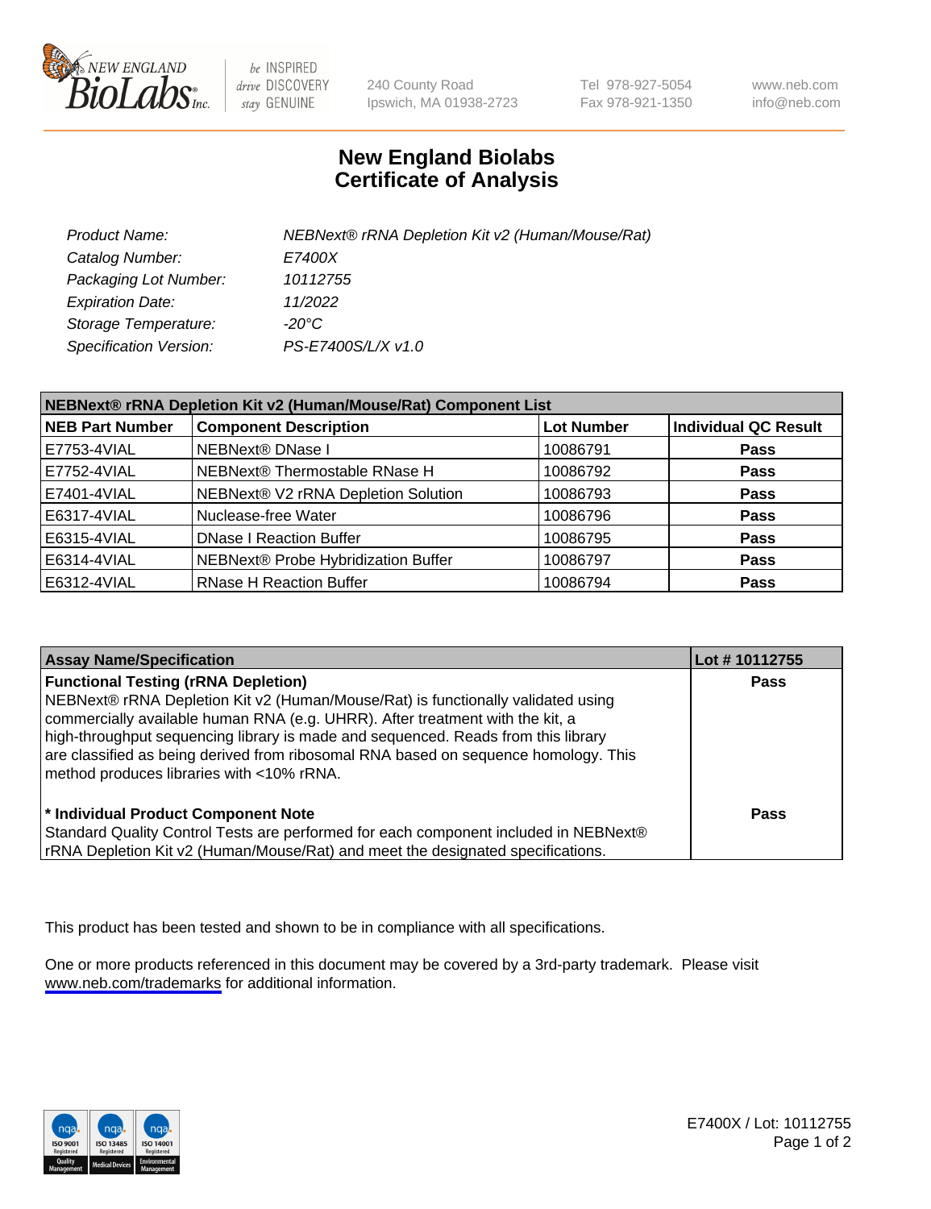# New England Biolabs
# Certificate of Analysis

| | |
|---|---|
| Product Name: | NEBNext® rRNA Depletion Kit v2 (Human/Mouse/Rat) |
| Catalog Number: | E7400X |
| Packaging Lot Number: | 10112755 |
| Expiration Date: | 11/2022 |
| Storage Temperature: | -20°C |
| Specification Version: | PS-E7400S/L/X v1.0 |

**NEBNext® rRNA Depletion Kit v2 (Human/Mouse/Rat) Component List**

| NEB Part Number | Component Description | Lot Number | Individual QC Result |
|---|---|---|---|
| E7753-4VIAL | NEBNext® DNase I | 10086791 | Pass |
| E7752-4VIAL | NEBNext® Thermostable RNase H | 10086792 | Pass |
| E7401-4VIAL | NEBNext® V2 rRNA Depletion Solution | 10086793 | Pass |
| E6317-4VIAL | Nuclease-free Water | 10086796 | Pass |
| E6315-4VIAL | DNase I Reaction Buffer | 10086795 | Pass |
| E6314-4VIAL | NEBNext® Probe Hybridization Buffer | 10086797 | Pass |
| E6312-4VIAL | RNase H Reaction Buffer | 10086794 | Pass |

| Assay Name/Specification | Lot # 10112755 |
|---|---|
| **Functional Testing (rRNA Depletion)**<br>NEBNext® rRNA Depletion Kit v2 (Human/Mouse/Rat) is functionally validated using commercially available human RNA (e.g. UHRR). After treatment with the kit, a high-throughput sequencing library is made and sequenced. Reads from this library are classified as being derived from ribosomal RNA based on sequence homology. This method produces libraries with <10% rRNA. | Pass |
| **\* Individual Product Component Note**<br>Standard Quality Control Tests are performed for each component included in NEBNext® rRNA Depletion Kit v2 (Human/Mouse/Rat) and meet the designated specifications. | Pass |

This product has been tested and shown to be in compliance with all specifications.

One or more products referenced in this document may be covered by a 3rd-party trademark. Please visit www.neb.com/trademarks for additional information.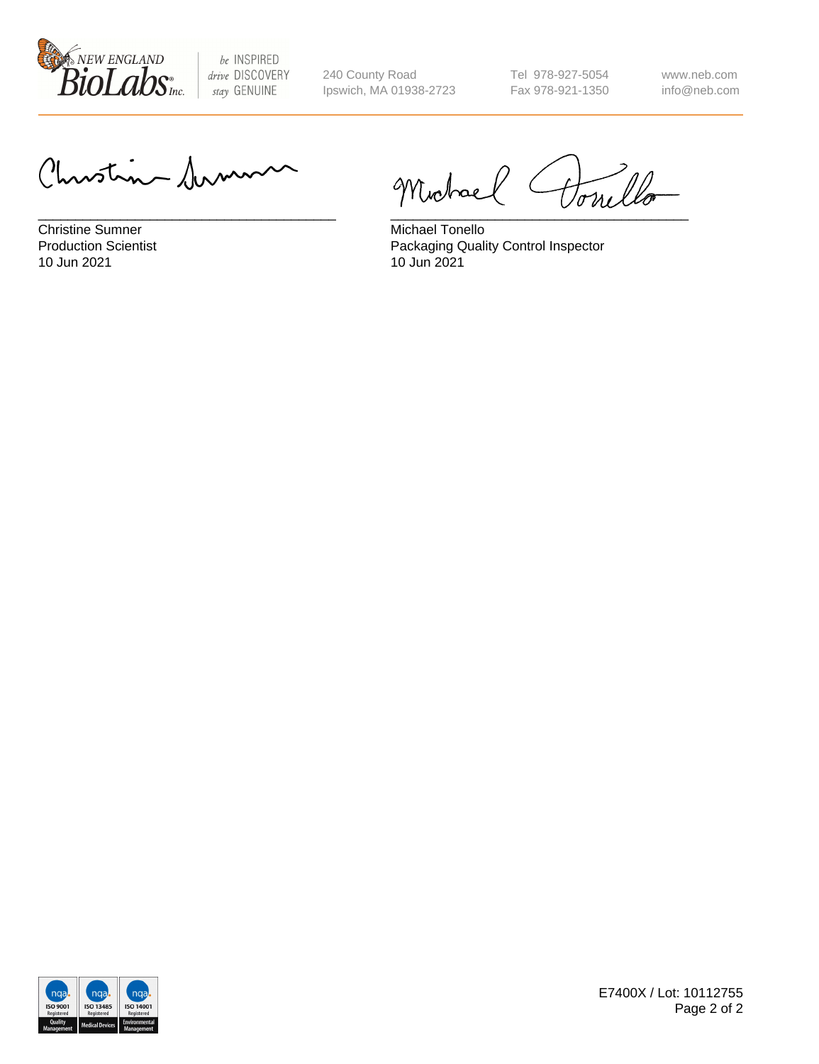Christine Sumner
Production Scientist
10 Jun 2021

Michael Tonello
Packaging Quality Control Inspector
10 Jun 2021

E7400X / Lot: 10112755